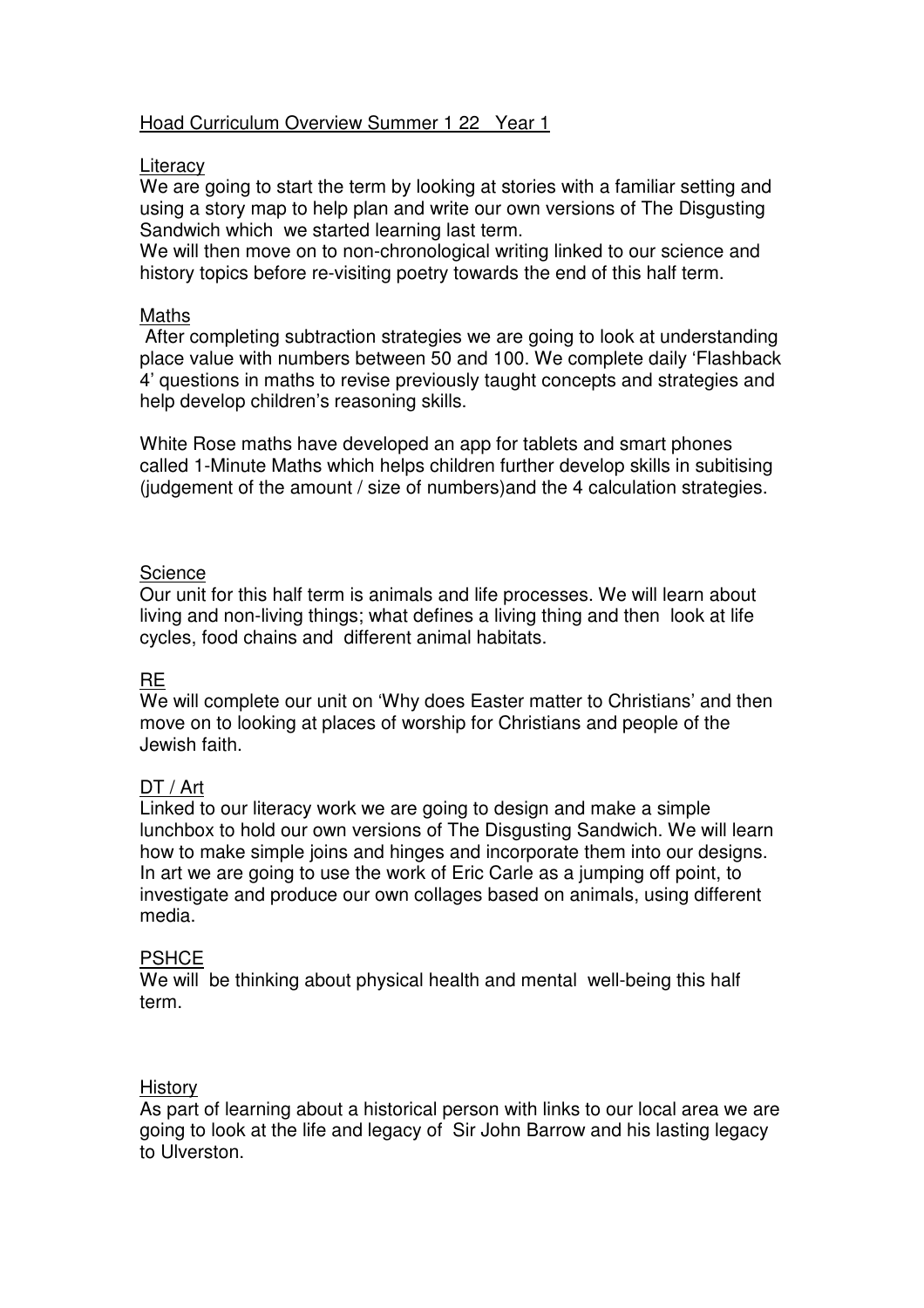# Hoad Curriculum Overview Summer 1 22 Year 1

## Literacy

We are going to start the term by looking at stories with a familiar setting and using a story map to help plan and write our own versions of The Disgusting Sandwich which we started learning last term.

We will then move on to non-chronological writing linked to our science and history topics before re-visiting poetry towards the end of this half term.

## Maths

After completing subtraction strategies we are going to look at understanding place value with numbers between 50 and 100. We complete daily 'Flashback 4' questions in maths to revise previously taught concepts and strategies and help develop children's reasoning skills.

White Rose maths have developed an app for tablets and smart phones called 1-Minute Maths which helps children further develop skills in subitising (judgement of the amount / size of numbers)and the 4 calculation strategies.

## Science

Our unit for this half term is animals and life processes. We will learn about living and non-living things; what defines a living thing and then look at life cycles, food chains and different animal habitats.

## RE

We will complete our unit on 'Why does Easter matter to Christians' and then move on to looking at places of worship for Christians and people of the Jewish faith.

## DT / Art

Linked to our literacy work we are going to design and make a simple lunchbox to hold our own versions of The Disgusting Sandwich. We will learn how to make simple joins and hinges and incorporate them into our designs. In art we are going to use the work of Eric Carle as a jumping off point, to investigate and produce our own collages based on animals, using different media.

## PSHCE

We will be thinking about physical health and mental well-being this half term.

## History

As part of learning about a historical person with links to our local area we are going to look at the life and legacy of Sir John Barrow and his lasting legacy to Ulverston.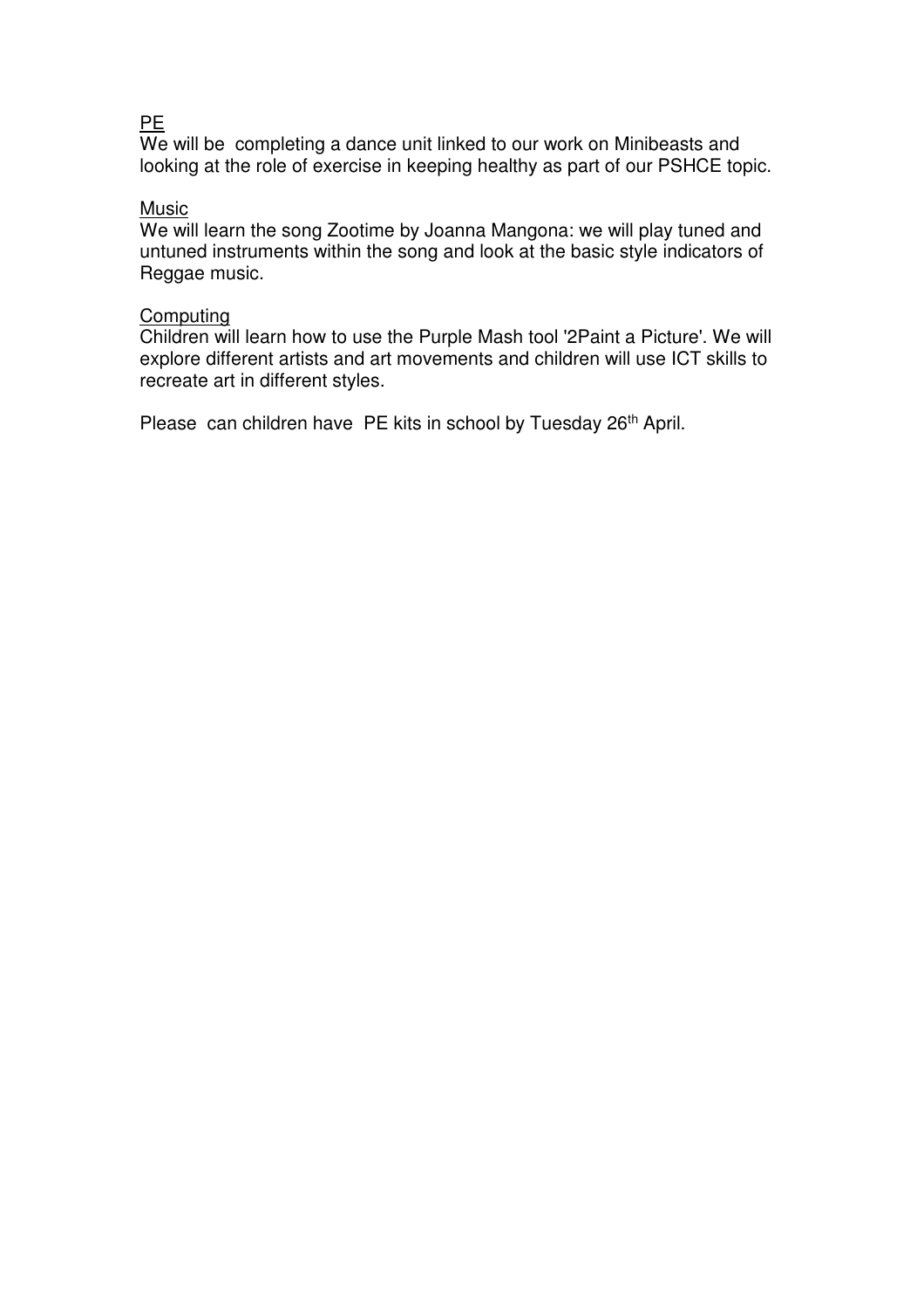PE

We will be completing a dance unit linked to our work on Minibeasts and looking at the role of exercise in keeping healthy as part of our PSHCE topic.

Music

We will learn the song Zootime by Joanna Mangona: we will play tuned and untuned instruments within the song and look at the basic style indicators of Reggae music.

Computing

Children will learn how to use the Purple Mash tool '2Paint a Picture'. We will explore different artists and art movements and children will use ICT skills to recreate art in different styles.

Please can children have PE kits in school by Tuesday 26th April.